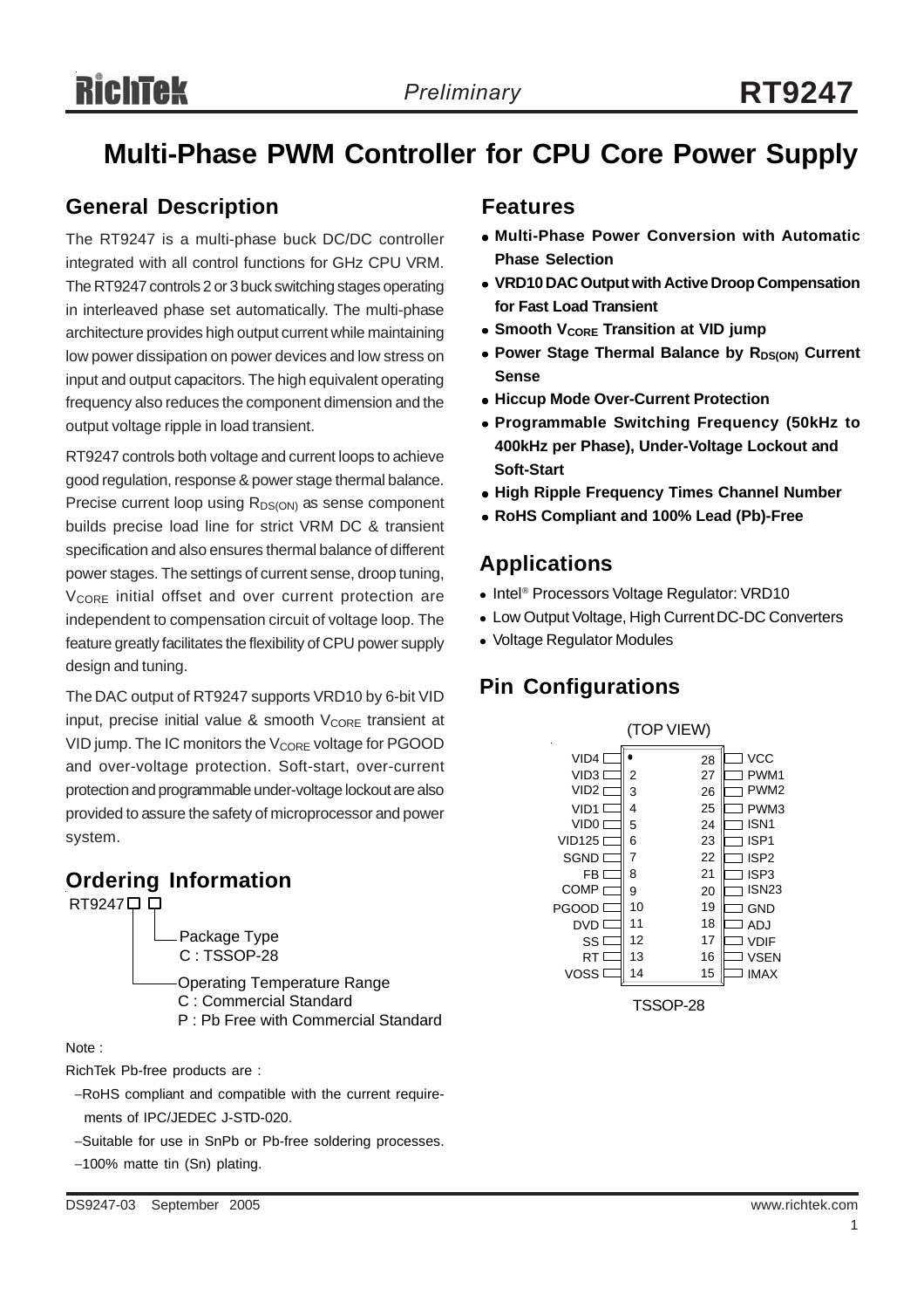# Multi-Phase PWM Controller for CPU Core Power Supply

## General Description

The RT9247 is a multi-phase buck DC/DC controller integrated with all control functions for GHz CPU VRM. The RT9247 controls 2 or 3 buck switching stages operating in interleaved phase set automatically. The multi-phase architecture provides high output current while maintaining low power dissipation on power devices and low stress on input and output capacitors. The high equivalent operating frequency also reduces the component dimension and the output voltage ripple in load transient.

RT9247 controls both voltage and current loops to achieve good regulation, response & power stage thermal balance. Precise current loop using $R_{DS(ON)}$ as sense component builds precise load line for strict VRM DC & transient specification and also ensures thermal balance of different power stages. The settings of current sense, droop tuning, $V_{CORE}$ initial offset and over current protection are independent to compensation circuit of voltage loop. The feature greatly facilitates the flexibility of CPU power supply design and tuning.

The DAC output of RT9247 supports VRD10 by 6-bit VID input, precise initial value & smooth $V_{CORE}$ transient at VID jump. The IC monitors the $V_{CORE}$ voltage for PGOOD and over-voltage protection. Soft-start, over-current protection and programmable under-voltage lockout are also provided to assure the safety of microprocessor and power system.

## Ordering Information

RT9247□□

- Package Type
  - C : TSSOP-28
- Operating Temperature Range
  - C : Commercial Standard
  - P : Pb Free with Commercial Standard

Note :

RichTek Pb-free products are :

- RoHS compliant and compatible with the current requirements of IPC/JEDEC J-STD-020.
- Suitable for use in SnPb or Pb-free soldering processes.
- 100% matte tin (Sn) plating.

## Features

- **Multi-Phase Power Conversion with Automatic Phase Selection**
- **VRD10 DAC Output with Active Droop Compensation for Fast Load Transient**
- **Smooth $V_{CORE}$ Transition at VID jump**
- **Power Stage Thermal Balance by $R_{DS(ON)}$ Current Sense**
- **Hiccup Mode Over-Current Protection**
- **Programmable Switching Frequency (50kHz to 400kHz per Phase), Under-Voltage Lockout and Soft-Start**
- **High Ripple Frequency Times Channel Number**
- **RoHS Compliant and 100% Lead (Pb)-Free**

## Applications

- Intel® Processors Voltage Regulator: VRD10
- Low Output Voltage, High Current DC-DC Converters
- Voltage Regulator Modules

## Pin Configurations

(TOP VIEW)

| Pin | Name | Pin | Name |
|---|---|---|---|
| 1 | VID4 | 28 | VCC |
| 2 | VID3 | 27 | PWM1 |
| 3 | VID2 | 26 | PWM2 |
| 4 | VID1 | 25 | PWM3 |
| 5 | VID0 | 24 | ISN1 |
| 6 | VID125 | 23 | ISP1 |
| 7 | SGND | 22 | ISP2 |
| 8 | FB | 21 | ISP3 |
| 9 | COMP | 20 | ISN23 |
| 10 | PGOOD | 19 | GND |
| 11 | DVD | 18 | ADJ |
| 12 | SS | 17 | VDIF |
| 13 | RT | 16 | VSEN |
| 14 | VOSS | 15 | IMAX |

TSSOP-28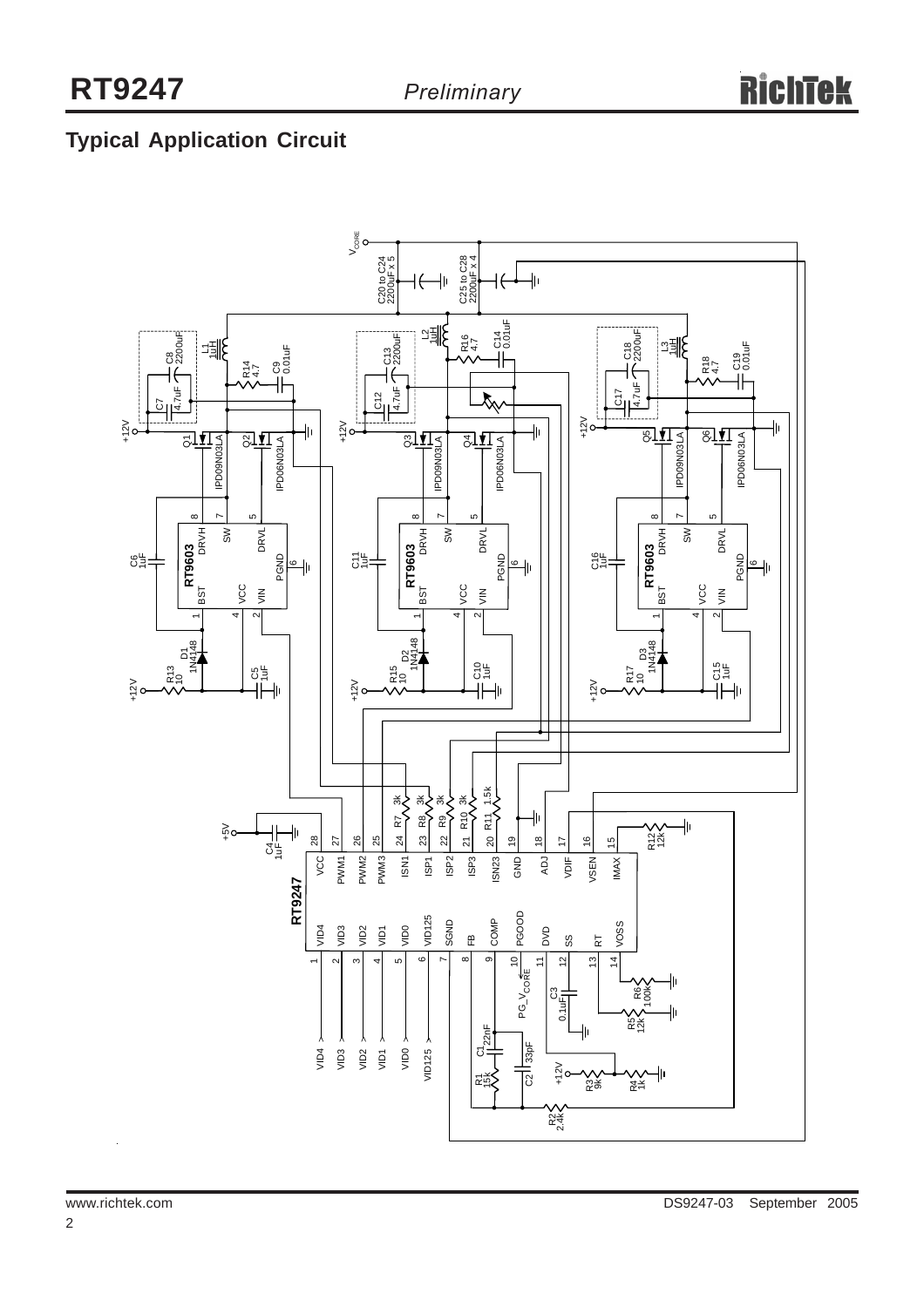## Typical Application Circuit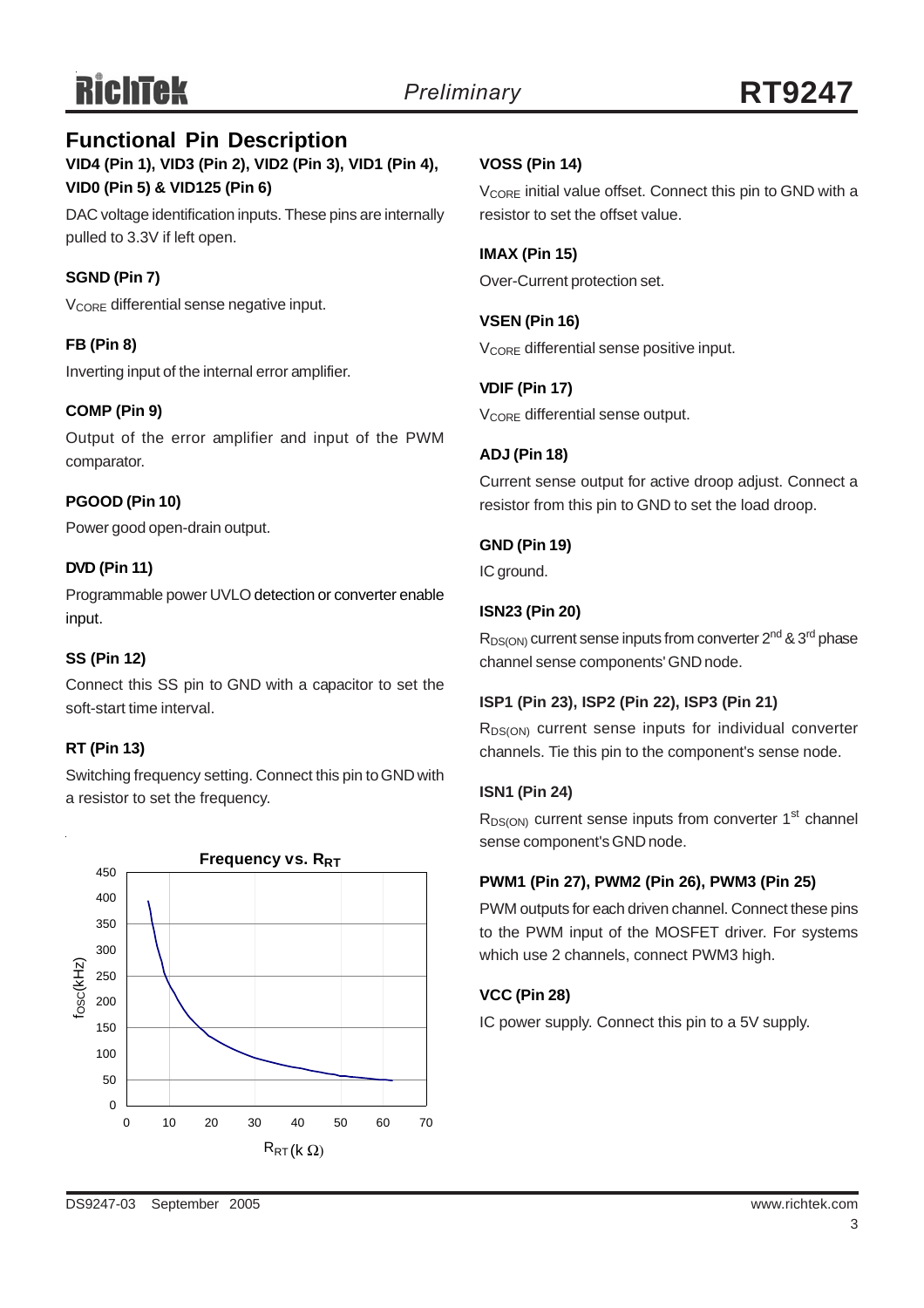## Functional Pin Description

**VID4 (Pin 1), VID3 (Pin 2), VID2 (Pin 3), VID1 (Pin 4), VID0 (Pin 5) & VID125 (Pin 6)**

DAC voltage identification inputs. These pins are internally pulled to 3.3V if left open.

**SGND (Pin 7)**

$V_{CORE}$ differential sense negative input.

**FB (Pin 8)**

Inverting input of the internal error amplifier.

**COMP (Pin 9)**

Output of the error amplifier and input of the PWM comparator.

**PGOOD (Pin 10)**

Power good open-drain output.

**DVD (Pin 11)**

Programmable power UVLO detection or converter enable input.

**SS (Pin 12)**

Connect this SS pin to GND with a capacitor to set the soft-start time interval.

**RT (Pin 13)**

Switching frequency setting. Connect this pin to GND with a resistor to set the frequency.

**Frequency vs. $R_{RT}$**

**VOSS (Pin 14)**

$V_{CORE}$ initial value offset. Connect this pin to GND with a resistor to set the offset value.

**IMAX (Pin 15)**

Over-Current protection set.

**VSEN (Pin 16)**

$V_{CORE}$ differential sense positive input.

**VDIF (Pin 17)**

$V_{CORE}$ differential sense output.

**ADJ (Pin 18)**

Current sense output for active droop adjust. Connect a resistor from this pin to GND to set the load droop.

**GND (Pin 19)**

IC ground.

**ISN23 (Pin 20)**

$R_{DS(ON)}$ current sense inputs from converter 2nd & 3rd phase channel sense components' GND node.

**ISP1 (Pin 23), ISP2 (Pin 22), ISP3 (Pin 21)**

$R_{DS(ON)}$ current sense inputs for individual converter channels. Tie this pin to the component's sense node.

**ISN1 (Pin 24)**

$R_{DS(ON)}$ current sense inputs from converter 1st channel sense component's GND node.

**PWM1 (Pin 27), PWM2 (Pin 26), PWM3 (Pin 25)**

PWM outputs for each driven channel. Connect these pins to the PWM input of the MOSFET driver. For systems which use 2 channels, connect PWM3 high.

**VCC (Pin 28)**

IC power supply. Connect this pin to a 5V supply.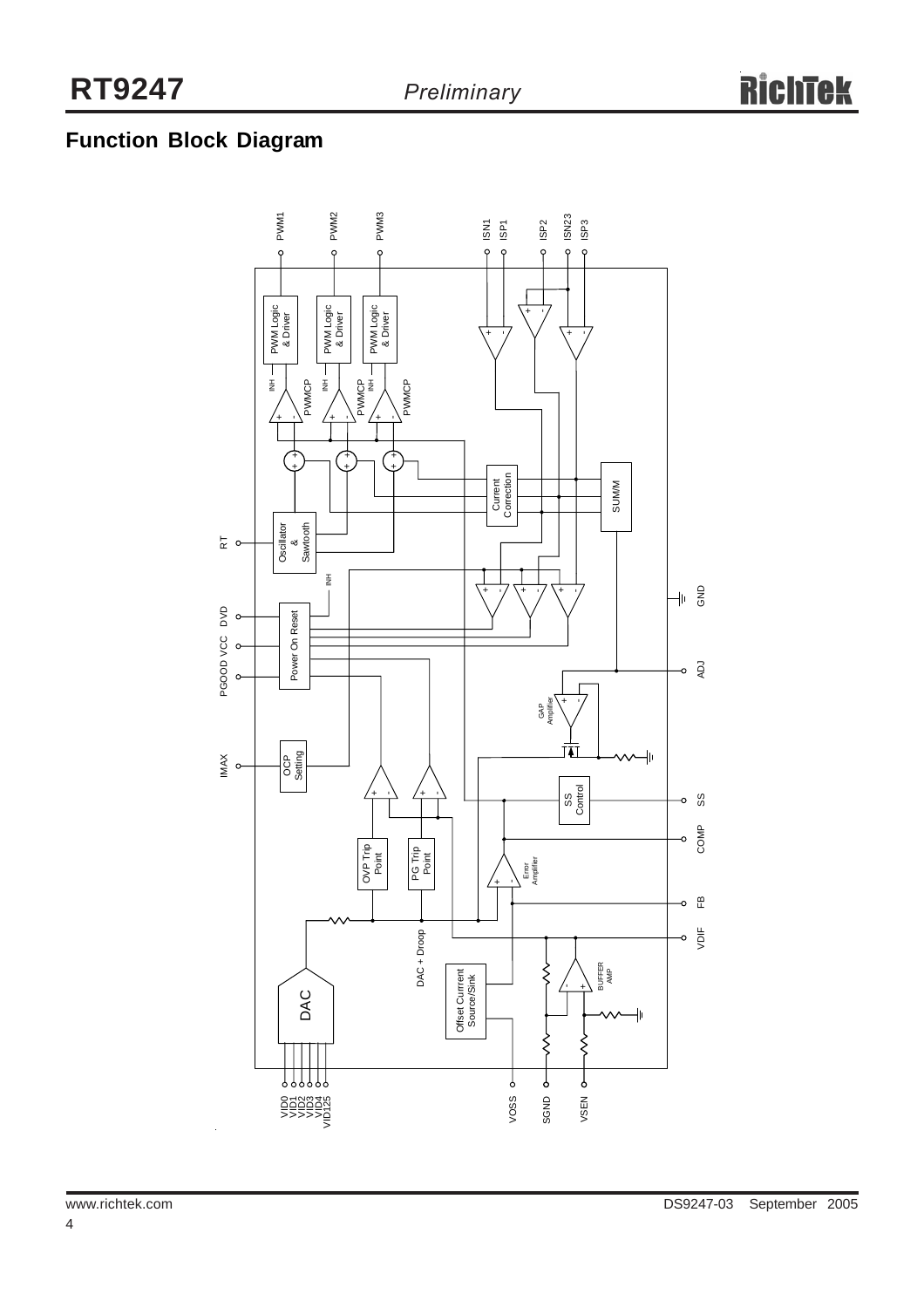## Function Block Diagram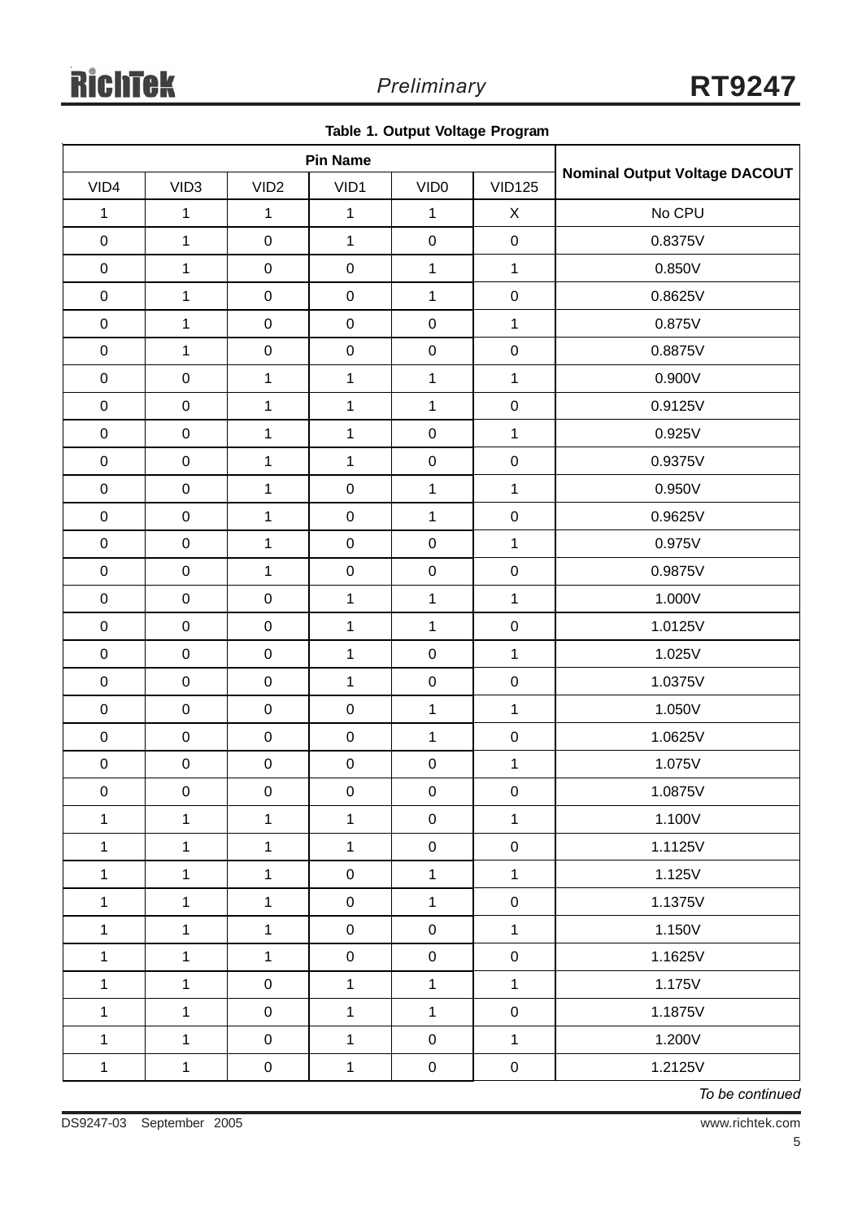**Table 1. Output Voltage Program**

| Pin Name | | | | | | Nominal Output Voltage DACOUT |
|---|---|---|---|---|---|---|
| VID4 | VID3 | VID2 | VID1 | VID0 | VID125 | |
| 1 | 1 | 1 | 1 | 1 | X | No CPU |
| 0 | 1 | 0 | 1 | 0 | 0 | 0.8375V |
| 0 | 1 | 0 | 0 | 1 | 1 | 0.850V |
| 0 | 1 | 0 | 0 | 1 | 0 | 0.8625V |
| 0 | 1 | 0 | 0 | 0 | 1 | 0.875V |
| 0 | 1 | 0 | 0 | 0 | 0 | 0.8875V |
| 0 | 0 | 1 | 1 | 1 | 1 | 0.900V |
| 0 | 0 | 1 | 1 | 1 | 0 | 0.9125V |
| 0 | 0 | 1 | 1 | 0 | 1 | 0.925V |
| 0 | 0 | 1 | 1 | 0 | 0 | 0.9375V |
| 0 | 0 | 1 | 0 | 1 | 1 | 0.950V |
| 0 | 0 | 1 | 0 | 1 | 0 | 0.9625V |
| 0 | 0 | 1 | 0 | 0 | 1 | 0.975V |
| 0 | 0 | 1 | 0 | 0 | 0 | 0.9875V |
| 0 | 0 | 0 | 1 | 1 | 1 | 1.000V |
| 0 | 0 | 0 | 1 | 1 | 0 | 1.0125V |
| 0 | 0 | 0 | 1 | 0 | 1 | 1.025V |
| 0 | 0 | 0 | 1 | 0 | 0 | 1.0375V |
| 0 | 0 | 0 | 0 | 1 | 1 | 1.050V |
| 0 | 0 | 0 | 0 | 1 | 0 | 1.0625V |
| 0 | 0 | 0 | 0 | 0 | 1 | 1.075V |
| 0 | 0 | 0 | 0 | 0 | 0 | 1.0875V |
| 1 | 1 | 1 | 1 | 0 | 1 | 1.100V |
| 1 | 1 | 1 | 1 | 0 | 0 | 1.1125V |
| 1 | 1 | 1 | 0 | 1 | 1 | 1.125V |
| 1 | 1 | 1 | 0 | 1 | 0 | 1.1375V |
| 1 | 1 | 1 | 0 | 0 | 1 | 1.150V |
| 1 | 1 | 1 | 0 | 0 | 0 | 1.1625V |
| 1 | 1 | 0 | 1 | 1 | 1 | 1.175V |
| 1 | 1 | 0 | 1 | 1 | 0 | 1.1875V |
| 1 | 1 | 0 | 1 | 0 | 1 | 1.200V |
| 1 | 1 | 0 | 1 | 0 | 0 | 1.2125V |

*To be continued*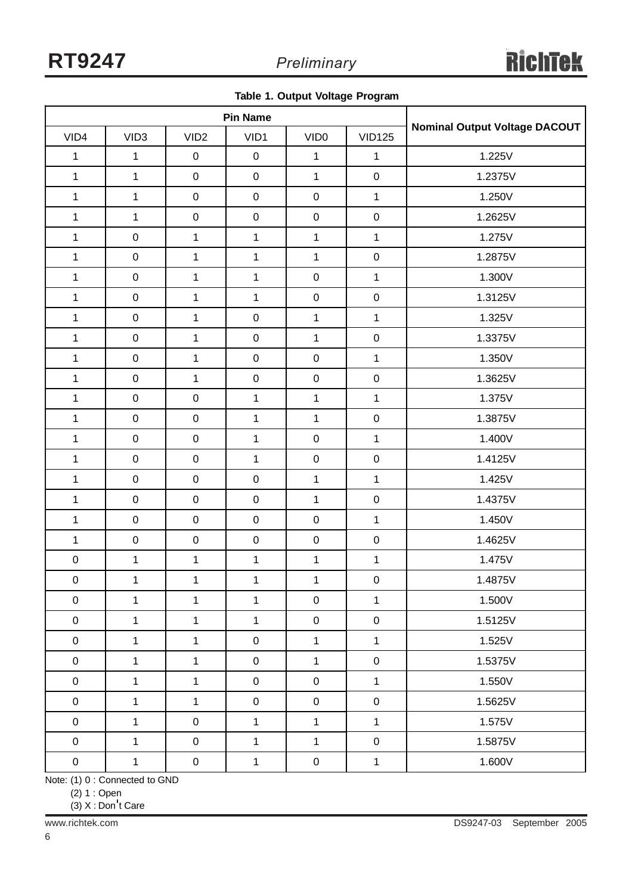**Table 1. Output Voltage Program**

| Pin Name | | | | | | Nominal Output Voltage DACOUT |
|---|---|---|---|---|---|---|
| VID4 | VID3 | VID2 | VID1 | VID0 | VID125 | |
| 1 | 1 | 0 | 0 | 1 | 1 | 1.225V |
| 1 | 1 | 0 | 0 | 1 | 0 | 1.2375V |
| 1 | 1 | 0 | 0 | 0 | 1 | 1.250V |
| 1 | 1 | 0 | 0 | 0 | 0 | 1.2625V |
| 1 | 0 | 1 | 1 | 1 | 1 | 1.275V |
| 1 | 0 | 1 | 1 | 1 | 0 | 1.2875V |
| 1 | 0 | 1 | 1 | 0 | 1 | 1.300V |
| 1 | 0 | 1 | 1 | 0 | 0 | 1.3125V |
| 1 | 0 | 1 | 0 | 1 | 1 | 1.325V |
| 1 | 0 | 1 | 0 | 1 | 0 | 1.3375V |
| 1 | 0 | 1 | 0 | 0 | 1 | 1.350V |
| 1 | 0 | 1 | 0 | 0 | 0 | 1.3625V |
| 1 | 0 | 0 | 1 | 1 | 1 | 1.375V |
| 1 | 0 | 0 | 1 | 1 | 0 | 1.3875V |
| 1 | 0 | 0 | 1 | 0 | 1 | 1.400V |
| 1 | 0 | 0 | 1 | 0 | 0 | 1.4125V |
| 1 | 0 | 0 | 0 | 1 | 1 | 1.425V |
| 1 | 0 | 0 | 0 | 1 | 0 | 1.4375V |
| 1 | 0 | 0 | 0 | 0 | 1 | 1.450V |
| 1 | 0 | 0 | 0 | 0 | 0 | 1.4625V |
| 0 | 1 | 1 | 1 | 1 | 1 | 1.475V |
| 0 | 1 | 1 | 1 | 1 | 0 | 1.4875V |
| 0 | 1 | 1 | 1 | 0 | 1 | 1.500V |
| 0 | 1 | 1 | 1 | 0 | 0 | 1.5125V |
| 0 | 1 | 1 | 0 | 1 | 1 | 1.525V |
| 0 | 1 | 1 | 0 | 1 | 0 | 1.5375V |
| 0 | 1 | 1 | 0 | 0 | 1 | 1.550V |
| 0 | 1 | 1 | 0 | 0 | 0 | 1.5625V |
| 0 | 1 | 0 | 1 | 1 | 1 | 1.575V |
| 0 | 1 | 0 | 1 | 1 | 0 | 1.5875V |
| 0 | 1 | 0 | 1 | 0 | 1 | 1.600V |

Note: (1) 0 : Connected to GND
(2) 1 : Open
(3) X : Don't Care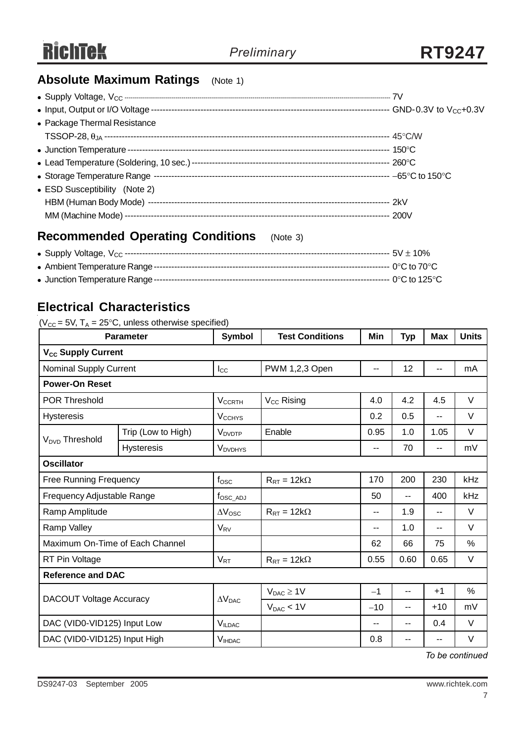## Absolute Maximum Ratings (Note 1)

- Supply Voltage, $V_{CC}$ ---------- 7V
- Input, Output or I/O Voltage ---------- GND-0.3V to $V_{CC}$+0.3V
- Package Thermal Resistance
  TSSOP-28, $\theta_{JA}$ ---------- 45°C/W
- Junction Temperature ---------- 150°C
- Lead Temperature (Soldering, 10 sec.) ---------- 260°C
- Storage Temperature Range ---------- −65°C to 150°C
- ESD Susceptibility (Note 2)
  HBM (Human Body Mode) ---------- 2kV
  MM (Machine Mode) ---------- 200V

## Recommended Operating Conditions (Note 3)

- Supply Voltage, $V_{CC}$ ---------- 5V ± 10%
- Ambient Temperature Range ---------- 0°C to 70°C
- Junction Temperature Range ---------- 0°C to 125°C

## Electrical Characteristics

($V_{CC}$ = 5V, $T_A$ = 25°C, unless otherwise specified)

| Parameter | | Symbol | Test Conditions | Min | Typ | Max | Units |
|---|---|---|---|---|---|---|---|
| **$V_{CC}$ Supply Current** | | | | | | | |
| Nominal Supply Current | | $I_{CC}$ | PWM 1,2,3 Open | -- | 12 | -- | mA |
| **Power-On Reset** | | | | | | | |
| POR Threshold | | $V_{CCRTH}$ | $V_{CC}$ Rising | 4.0 | 4.2 | 4.5 | V |
| Hysteresis | | $V_{CCHYS}$ | | 0.2 | 0.5 | -- | V |
| $V_{DVD}$ Threshold | Trip (Low to High) | $V_{DVDTP}$ | Enable | 0.95 | 1.0 | 1.05 | V |
| | Hysteresis | $V_{DVDHYS}$ | | -- | 70 | -- | mV |
| **Oscillator** | | | | | | | |
| Free Running Frequency | | $f_{OSC}$ | $R_{RT}$ = 12kΩ | 170 | 200 | 230 | kHz |
| Frequency Adjustable Range | | $f_{OSC\_ADJ}$ | | 50 | -- | 400 | kHz |
| Ramp Amplitude | | $\Delta V_{OSC}$ | $R_{RT}$ = 12kΩ | -- | 1.9 | -- | V |
| Ramp Valley | | $V_{RV}$ | | -- | 1.0 | -- | V |
| Maximum On-Time of Each Channel | | | | 62 | 66 | 75 | % |
| RT Pin Voltage | | $V_{RT}$ | $R_{RT}$ = 12kΩ | 0.55 | 0.60 | 0.65 | V |
| **Reference and DAC** | | | | | | | |
| DACOUT Voltage Accuracy | | $\Delta V_{DAC}$ | $V_{DAC} \geq$ 1V | −1 | -- | +1 | % |
| | | | $V_{DAC}$ < 1V | −10 | -- | +10 | mV |
| DAC (VID0-VID125) Input Low | | $V_{ILDAC}$ | | -- | -- | 0.4 | V |
| DAC (VID0-VID125) Input High | | $V_{IHDAC}$ | | 0.8 | -- | -- | V |

*To be continued*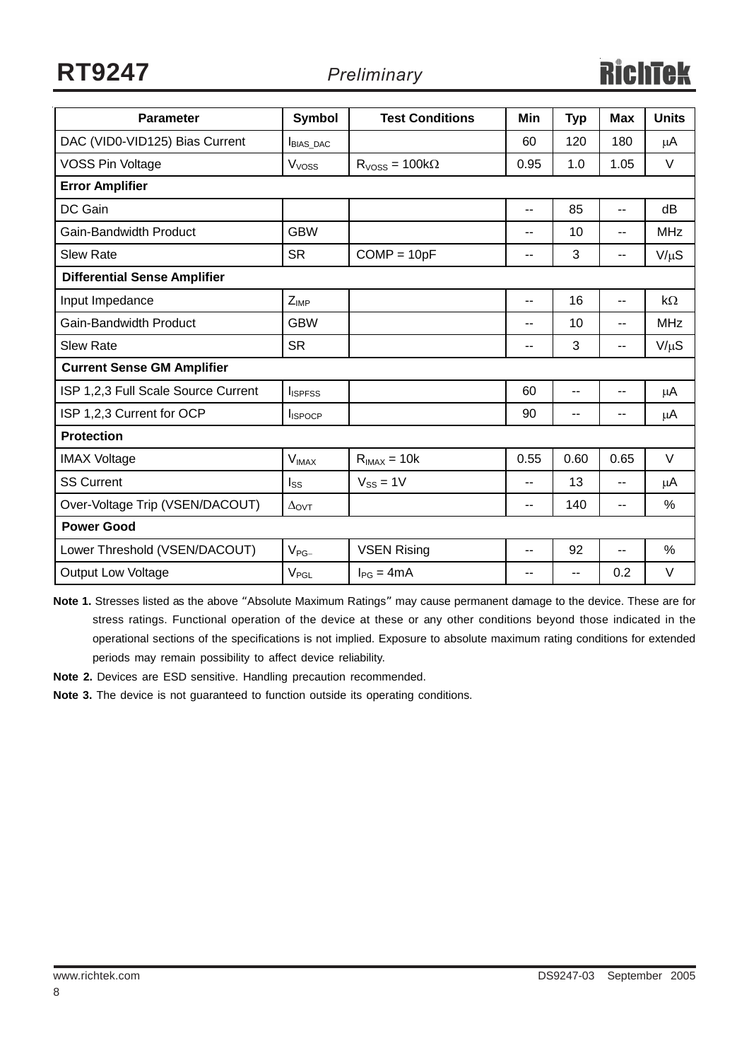| Parameter | Symbol | Test Conditions | Min | Typ | Max | Units |
|---|---|---|---|---|---|---|
| DAC (VID0-VID125) Bias Current | $I_{BIAS\_DAC}$ | | 60 | 120 | 180 | μA |
| VOSS Pin Voltage | $V_{VOSS}$ | $R_{VOSS}$ = 100kΩ | 0.95 | 1.0 | 1.05 | V |
| **Error Amplifier** | | | | | | |
| DC Gain | | | -- | 85 | -- | dB |
| Gain-Bandwidth Product | GBW | | -- | 10 | -- | MHz |
| Slew Rate | SR | COMP = 10pF | -- | 3 | -- | V/μS |
| **Differential Sense Amplifier** | | | | | | |
| Input Impedance | $Z_{IMP}$ | | -- | 16 | -- | kΩ |
| Gain-Bandwidth Product | GBW | | -- | 10 | -- | MHz |
| Slew Rate | SR | | -- | 3 | -- | V/μS |
| **Current Sense GM Amplifier** | | | | | | |
| ISP 1,2,3 Full Scale Source Current | $I_{ISPFSS}$ | | 60 | -- | -- | μA |
| ISP 1,2,3 Current for OCP | $I_{ISPOCP}$ | | 90 | -- | -- | μA |
| **Protection** | | | | | | |
| IMAX Voltage | $V_{IMAX}$ | $R_{IMAX}$ = 10k | 0.55 | 0.60 | 0.65 | V |
| SS Current | $I_{SS}$ | $V_{SS}$ = 1V | -- | 13 | -- | μA |
| Over-Voltage Trip (VSEN/DACOUT) | $\Delta_{OVT}$ | | -- | 140 | -- | % |
| **Power Good** | | | | | | |
| Lower Threshold (VSEN/DACOUT) | $V_{PG-}$ | VSEN Rising | -- | 92 | -- | % |
| Output Low Voltage | $V_{PGL}$ | $I_{PG}$ = 4mA | -- | -- | 0.2 | V |

**Note 1.** Stresses listed as the above "Absolute Maximum Ratings" may cause permanent damage to the device. These are for stress ratings. Functional operation of the device at these or any other conditions beyond those indicated in the operational sections of the specifications is not implied. Exposure to absolute maximum rating conditions for extended periods may remain possibility to affect device reliability.

**Note 2.** Devices are ESD sensitive. Handling precaution recommended.

**Note 3.** The device is not guaranteed to function outside its operating conditions.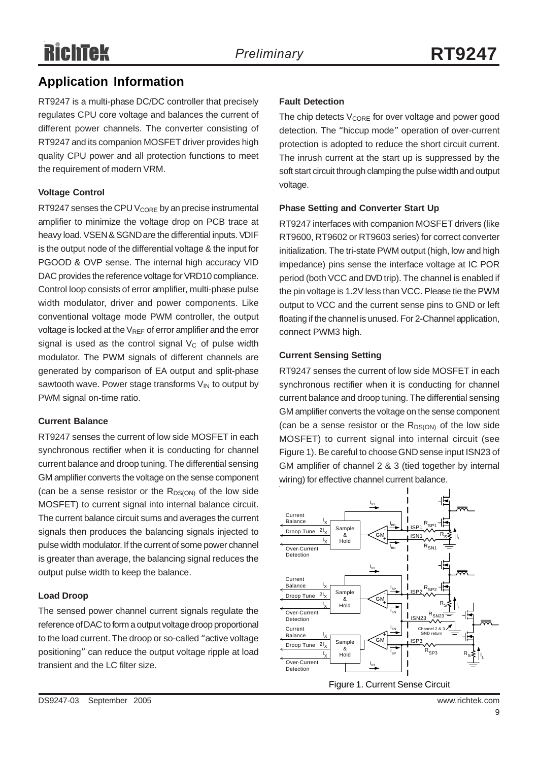## Application Information

RT9247 is a multi-phase DC/DC controller that precisely regulates CPU core voltage and balances the current of different power channels. The converter consisting of RT9247 and its companion MOSFET driver provides high quality CPU power and all protection functions to meet the requirement of modern VRM.

### Voltage Control

RT9247 senses the CPU $V_{CORE}$ by an precise instrumental amplifier to minimize the voltage drop on PCB trace at heavy load. VSEN & SGND are the differential inputs. VDIF is the output node of the differential voltage & the input for PGOOD & OVP sense. The internal high accuracy VID DAC provides the reference voltage for VRD10 compliance. Control loop consists of error amplifier, multi-phase pulse width modulator, driver and power components. Like conventional voltage mode PWM controller, the output voltage is locked at the $V_{REF}$ of error amplifier and the error signal is used as the control signal $V_C$ of pulse width modulator. The PWM signals of different channels are generated by comparison of EA output and split-phase sawtooth wave. Power stage transforms $V_{IN}$ to output by PWM signal on-time ratio.

### Current Balance

RT9247 senses the current of low side MOSFET in each synchronous rectifier when it is conducting for channel current balance and droop tuning. The differential sensing GM amplifier converts the voltage on the sense component (can be a sense resistor or the $R_{DS(ON)}$ of the low side MOSFET) to current signal into internal balance circuit. The current balance circuit sums and averages the current signals then produces the balancing signals injected to pulse width modulator. If the current of some power channel is greater than average, the balancing signal reduces the output pulse width to keep the balance.

### Load Droop

The sensed power channel current signals regulate the reference of DAC to form a output voltage droop proportional to the load current. The droop or so-called "active voltage positioning" can reduce the output voltage ripple at load transient and the LC filter size.

### Fault Detection

The chip detects $V_{CORE}$ for over voltage and power good detection. The "hiccup mode" operation of over-current protection is adopted to reduce the short circuit current. The inrush current at the start up is suppressed by the soft start circuit through clamping the pulse width and output voltage.

### Phase Setting and Converter Start Up

RT9247 interfaces with companion MOSFET drivers (like RT9600, RT9602 or RT9603 series) for correct converter initialization. The tri-state PWM output (high, low and high impedance) pins sense the interface voltage at IC POR period (both VCC and DVD trip). The channel is enabled if the pin voltage is 1.2V less than VCC. Please tie the PWM output to VCC and the current sense pins to GND or left floating if the channel is unused. For 2-Channel application, connect PWM3 high.

### Current Sensing Setting

RT9247 senses the current of low side MOSFET in each synchronous rectifier when it is conducting for channel current balance and droop tuning. The differential sensing GM amplifier converts the voltage on the sense component (can be a sense resistor or the $R_{DS(ON)}$ of the low side MOSFET) to current signal into internal circuit (see Figure 1). Be careful to choose GND sense input ISN23 of GM amplifier of channel 2 & 3 (tied together by internal wiring) for effective channel current balance.

Figure 1. Current Sense Circuit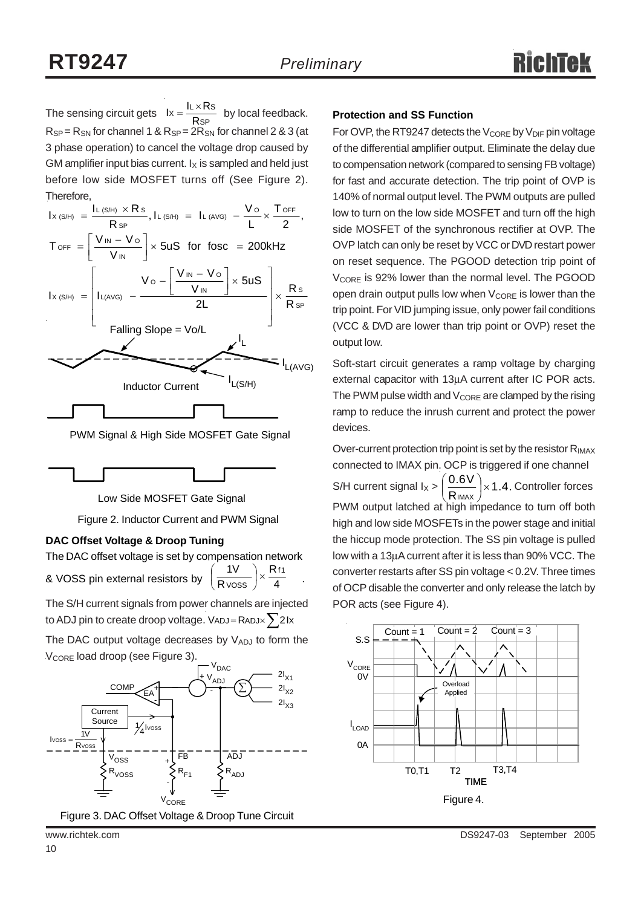The sensing circuit gets $I_X = \frac{I_L \times R_S}{R_{SP}}$ by local feedback. $R_{SP} = R_{SN}$ for channel 1 & $R_{SP} = 2R_{SN}$ for channel 2 & 3 (at 3 phase operation) to cancel the voltage drop caused by GM amplifier input bias current. $I_X$ is sampled and held just before low side MOSFET turns off (See Figure 2). Therefore,

$$I_{X\,(S/H)} = \frac{I_{L\,(S/H)} \times R_S}{R_{SP}},\ I_{L\,(S/H)} = I_{L\,(AVG)} - \frac{V_O}{L} \times \frac{T_{OFF}}{2},$$

$$T_{OFF} = \left[\frac{V_{IN} - V_O}{V_{IN}}\right] \times 5uS \ \text{ for fosc } = 200kHz$$

$$I_{X\,(S/H)} = \left[ I_{L(AVG)} - \frac{V_O - \left[\frac{V_{IN} - V_O}{V_{IN}}\right] \times 5uS}{2L} \right] \times \frac{R_S}{R_{SP}}$$

Figure 2. Inductor Current and PWM Signal

**DAC Offset Voltage & Droop Tuning**

The DAC offset voltage is set by compensation network & VOSS pin external resistors by $\left(\frac{1V}{R_{VOSS}}\right) \times \frac{R_{f1}}{4}$.

The S/H current signals from power channels are injected to ADJ pin to create droop voltage. $V_{ADJ} = R_{ADJ} \times \sum 2I_X$

The DAC output voltage decreases by $V_{ADJ}$ to form the $V_{CORE}$ load droop (see Figure 3).

Figure 3. DAC Offset Voltage & Droop Tune Circuit

**Protection and SS Function**

For OVP, the RT9247 detects the $V_{CORE}$ by $V_{DIF}$ pin voltage of the differential amplifier output. Eliminate the delay due to compensation network (compared to sensing FB voltage) for fast and accurate detection. The trip point of OVP is 140% of normal output level. The PWM outputs are pulled low to turn on the low side MOSFET and turn off the high side MOSFET of the synchronous rectifier at OVP. The OVP latch can only be reset by VCC or DVD restart power on reset sequence. The PGOOD detection trip point of $V_{CORE}$ is 92% lower than the normal level. The PGOOD open drain output pulls low when $V_{CORE}$ is lower than the trip point. For VID jumping issue, only power fail conditions (VCC & DVD are lower than trip point or OVP) reset the output low.

Soft-start circuit generates a ramp voltage by charging external capacitor with 13μA current after IC POR acts. The PWM pulse width and $V_{CORE}$ are clamped by the rising ramp to reduce the inrush current and protect the power devices.

Over-current protection trip point is set by the resistor $R_{IMAX}$ connected to IMAX pin. OCP is triggered if one channel S/H current signal $I_X > \left(\frac{0.6V}{R_{IMAX}}\right) \times 1.4$. Controller forces PWM output latched at high impedance to turn off both high and low side MOSFETs in the power stage and initial the hiccup mode protection. The SS pin voltage is pulled low with a 13μA current after it is less than 90% VCC. The converter restarts after SS pin voltage < 0.2V. Three times of OCP disable the converter and only release the latch by POR acts (see Figure 4).

Figure 4.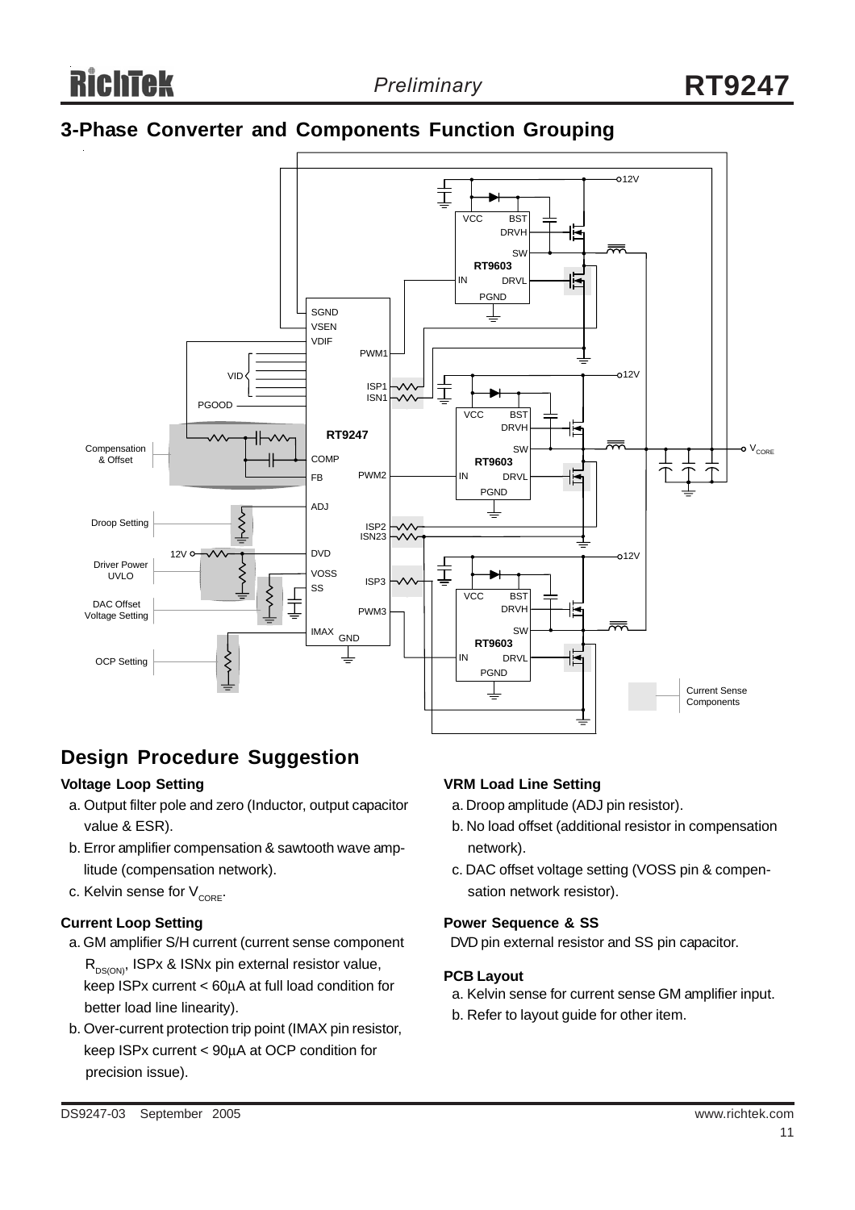## 3-Phase Converter and Components Function Grouping

## Design Procedure Suggestion

### Voltage Loop Setting

a. Output filter pole and zero (Inductor, output capacitor value & ESR).

b. Error amplifier compensation & sawtooth wave amplitude (compensation network).

c. Kelvin sense for $V_{CORE}$.

### Current Loop Setting

a. GM amplifier S/H current (current sense component $R_{DS(ON)}$, ISPx & ISNx pin external resistor value, keep ISPx current < 60μA at full load condition for better load line linearity).

b. Over-current protection trip point (IMAX pin resistor, keep ISPx current < 90μA at OCP condition for precision issue).

### VRM Load Line Setting

a. Droop amplitude (ADJ pin resistor).

b. No load offset (additional resistor in compensation network).

c. DAC offset voltage setting (VOSS pin & compensation network resistor).

### Power Sequence & SS

DVD pin external resistor and SS pin capacitor.

### PCB Layout

a. Kelvin sense for current sense GM amplifier input.

b. Refer to layout guide for other item.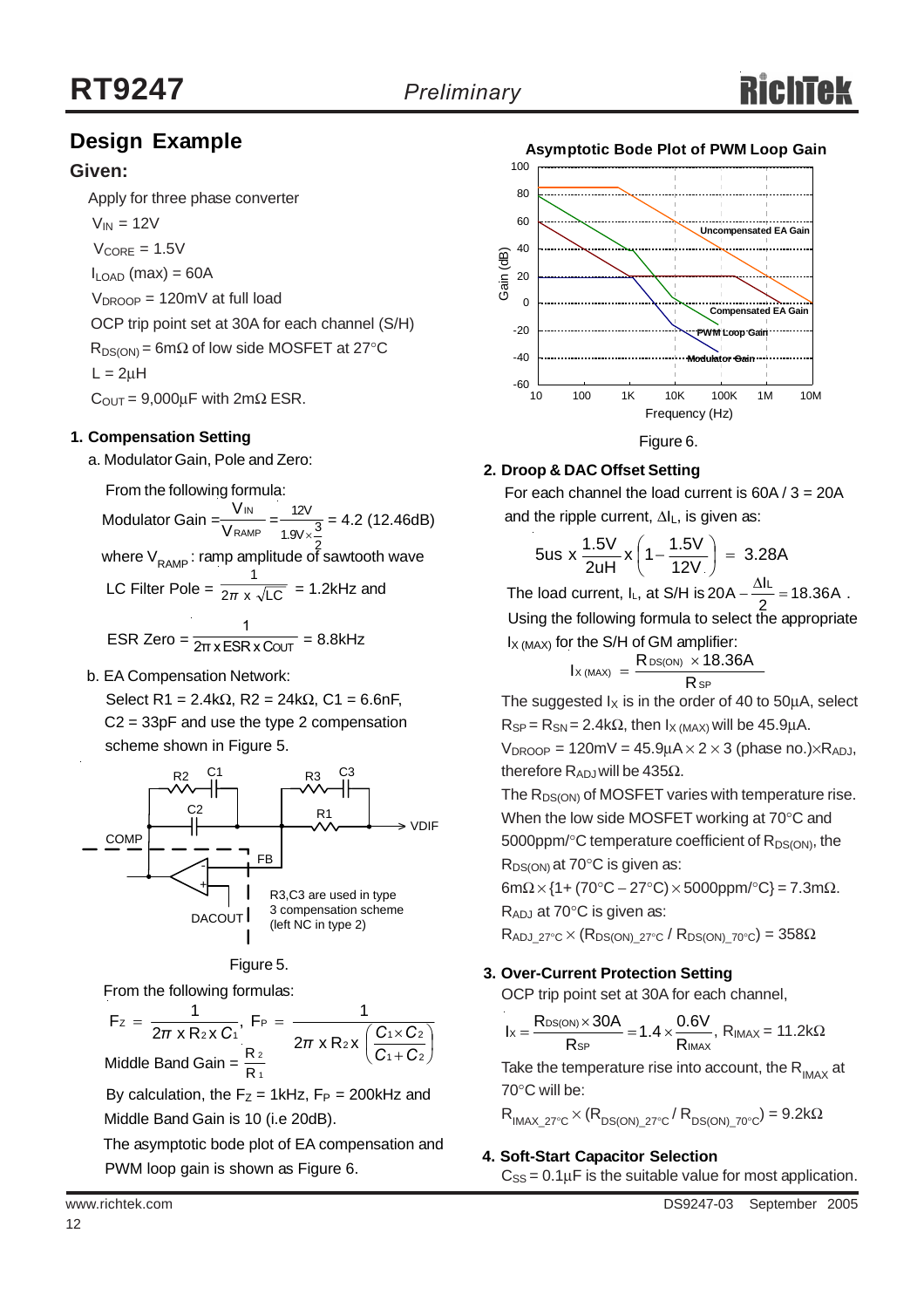## Design Example

### Given:

Apply for three phase converter

$V_{IN}$ = 12V

$V_{CORE}$ = 1.5V

$I_{LOAD}$ (max) = 60A

$V_{DROOP}$ = 120mV at full load

OCP trip point set at 30A for each channel (S/H)

$R_{DS(ON)}$ = 6mΩ of low side MOSFET at 27°C

L = 2μH

$C_{OUT}$ = 9,000μF with 2mΩ ESR.

#### 1. Compensation Setting

a. Modulator Gain, Pole and Zero:

From the following formula:

$$\text{Modulator Gain} = \frac{V_{IN}}{V_{RAMP}} = \frac{12V}{1.9V \times \frac{3}{2}} = 4.2 \text{ (12.46dB)}$$

where $V_{RAMP}$ : ramp amplitude of sawtooth wave

$$\text{LC Filter Pole} = \frac{1}{2\pi \times \sqrt{LC}} = 1.2\text{kHz and}$$

$$\text{ESR Zero} = \frac{1}{2\pi \times ESR \times C_{OUT}} = 8.8\text{kHz}$$

b. EA Compensation Network:

Select R1 = 2.4kΩ, R2 = 24kΩ, C1 = 6.6nF, C2 = 33pF and use the type 2 compensation scheme shown in Figure 5.

Figure 5.

From the following formulas:

$$F_Z = \frac{1}{2\pi \times R_2 \times C_1},\ F_P = \frac{1}{2\pi \times R_2 \times \left(\frac{C_1 \times C_2}{C_1 + C_2}\right)}$$

$$\text{Middle Band Gain} = \frac{R_2}{R_1}$$

By calculation, the $F_Z$ = 1kHz, $F_P$ = 200kHz and Middle Band Gain is 10 (i.e 20dB).

The asymptotic bode plot of EA compensation and PWM loop gain is shown as Figure 6.

**Asymptotic Bode Plot of PWM Loop Gain**

Figure 6.

#### 2. Droop & DAC Offset Setting

For each channel the load current is 60A / 3 = 20A and the ripple current, $\Delta I_L$, is given as:

$$5\text{us} \times \frac{1.5V}{2uH} \times \left(1 - \frac{1.5V}{12V}\right) = 3.28A$$

The load current, $I_L$, at S/H is $20A - \frac{\Delta I_L}{2} = 18.36A$ .

Using the following formula to select the appropriate $I_{X\,(MAX)}$ for the S/H of GM amplifier:

$$I_{X\,(MAX)} = \frac{R_{DS(ON)} \times 18.36A}{R_{SP}}$$

The suggested $I_X$ is in the order of 40 to 50μA, select $R_{SP} = R_{SN}$ = 2.4kΩ, then $I_{X\,(MAX)}$ will be 45.9μA.

$V_{DROOP}$ = 120mV = 45.9μA × 2 × 3 (phase no.)×$R_{ADJ}$, therefore $R_{ADJ}$ will be 435Ω.

The $R_{DS(ON)}$ of MOSFET varies with temperature rise. When the low side MOSFET working at 70°C and 5000ppm/°C temperature coefficient of $R_{DS(ON)}$, the $R_{DS(ON)}$ at 70°C is given as:

6mΩ × {1+ (70°C − 27°C) × 5000ppm/°C} = 7.3mΩ.

$R_{ADJ}$ at 70°C is given as:

$R_{ADJ\_27°C} \times (R_{DS(ON)\_27°C} / R_{DS(ON)\_70°C})$ = 358Ω

#### 3. Over-Current Protection Setting

OCP trip point set at 30A for each channel,

$$I_X = \frac{R_{DS(ON)} \times 30A}{R_{SP}} = 1.4 \times \frac{0.6V}{R_{IMAX}},\ R_{IMAX} = 11.2k\Omega$$

Take the temperature rise into account, the $R_{IMAX}$ at 70°C will be:

$R_{IMAX\_27°C} \times (R_{DS(ON)\_27°C} / R_{DS(ON)\_70°C})$ = 9.2kΩ

#### 4. Soft-Start Capacitor Selection

$C_{SS}$ = 0.1μF is the suitable value for most application.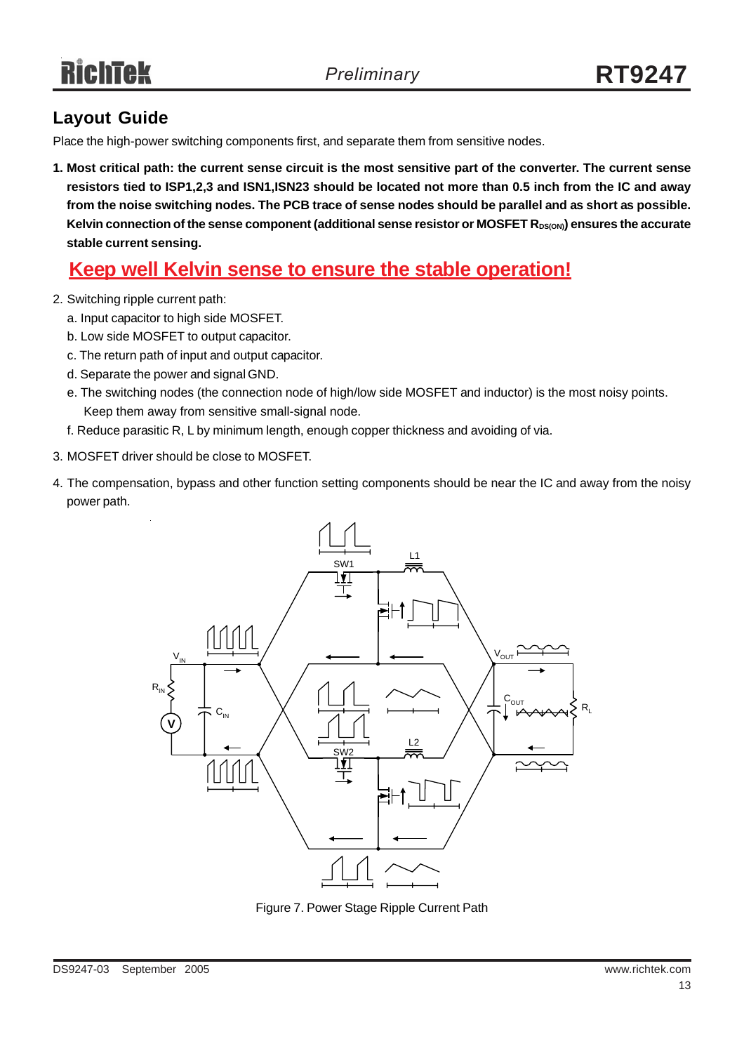## Layout Guide

Place the high-power switching components first, and separate them from sensitive nodes.

1. **Most critical path: the current sense circuit is the most sensitive part of the converter. The current sense resistors tied to ISP1,2,3 and ISN1,ISN23 should be located not more than 0.5 inch from the IC and away from the noise switching nodes. The PCB trace of sense nodes should be parallel and as short as possible. Kelvin connection of the sense component (additional sense resistor or MOSFET $R_{DS(ON)}$) ensures the accurate stable current sensing.**

   **Keep well Kelvin sense to ensure the stable operation!**

2. Switching ripple current path:
   a. Input capacitor to high side MOSFET.
   b. Low side MOSFET to output capacitor.
   c. The return path of input and output capacitor.
   d. Separate the power and signal GND.
   e. The switching nodes (the connection node of high/low side MOSFET and inductor) is the most noisy points. Keep them away from sensitive small-signal node.
   f. Reduce parasitic R, L by minimum length, enough copper thickness and avoiding of via.

3. MOSFET driver should be close to MOSFET.

4. The compensation, bypass and other function setting components should be near the IC and away from the noisy power path.

Figure 7. Power Stage Ripple Current Path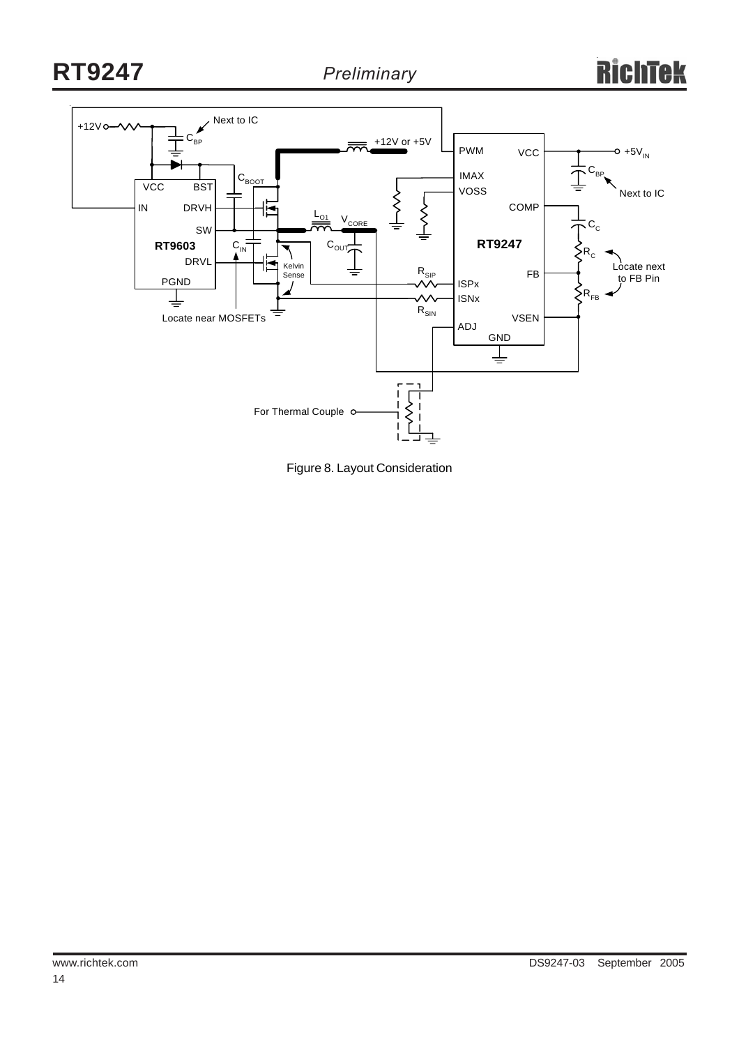Figure 8. Layout Consideration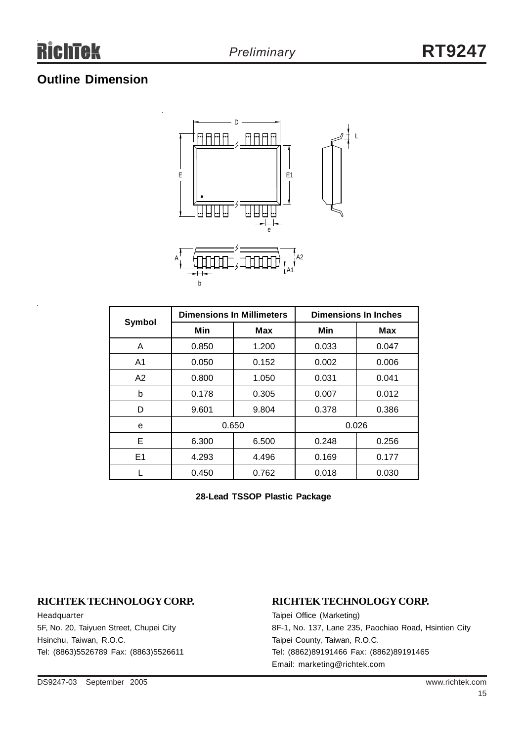## Outline Dimension

D
L
E
E1
e
A
A2
A1
b

| Symbol | Dimensions In Millimeters | | Dimensions In Inches | |
|---|---|---|---|---|
| | Min | Max | Min | Max |
| A | 0.850 | 1.200 | 0.033 | 0.047 |
| A1 | 0.050 | 0.152 | 0.002 | 0.006 |
| A2 | 0.800 | 1.050 | 0.031 | 0.041 |
| b | 0.178 | 0.305 | 0.007 | 0.012 |
| D | 9.601 | 9.804 | 0.378 | 0.386 |
| e | 0.650 | | 0.026 | |
| E | 6.300 | 6.500 | 0.248 | 0.256 |
| E1 | 4.293 | 4.496 | 0.169 | 0.177 |
| L | 0.450 | 0.762 | 0.018 | 0.030 |

**28-Lead TSSOP Plastic Package**

**RICHTEK TECHNOLOGY CORP.**

Headquarter
5F, No. 20, Taiyuen Street, Chupei City
Hsinchu, Taiwan, R.O.C.
Tel: (8863)5526789 Fax: (8863)5526611

**RICHTEK TECHNOLOGY CORP.**

Taipei Office (Marketing)
8F-1, No. 137, Lane 235, Paochiao Road, Hsintien City
Taipei County, Taiwan, R.O.C.
Tel: (8862)89191466 Fax: (8862)89191465
Email: marketing@richtek.com